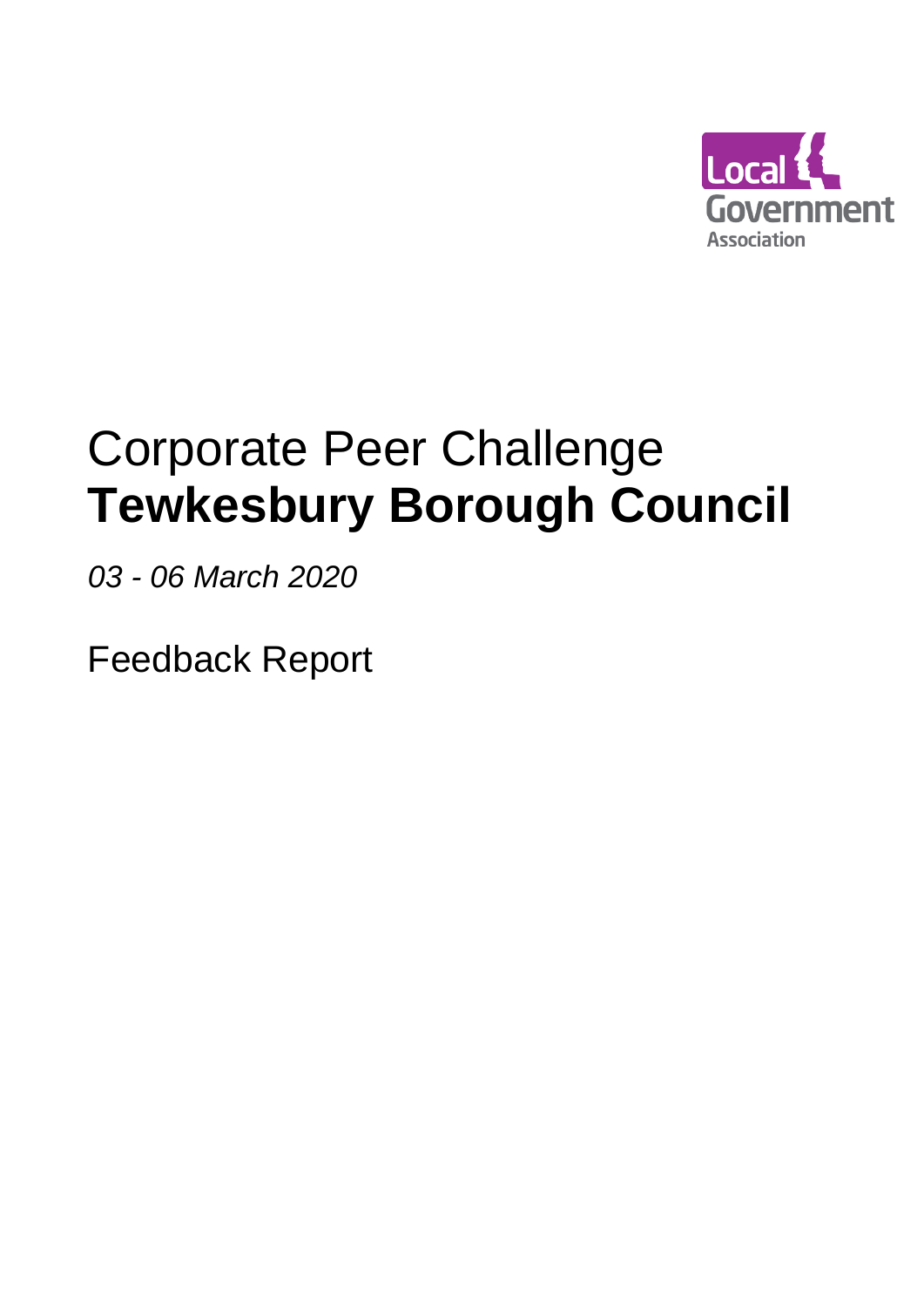Local Government Association

# Corporate Peer Challenge
# **Tewkesbury Borough Council**

*03 - 06 March 2020*

Feedback Report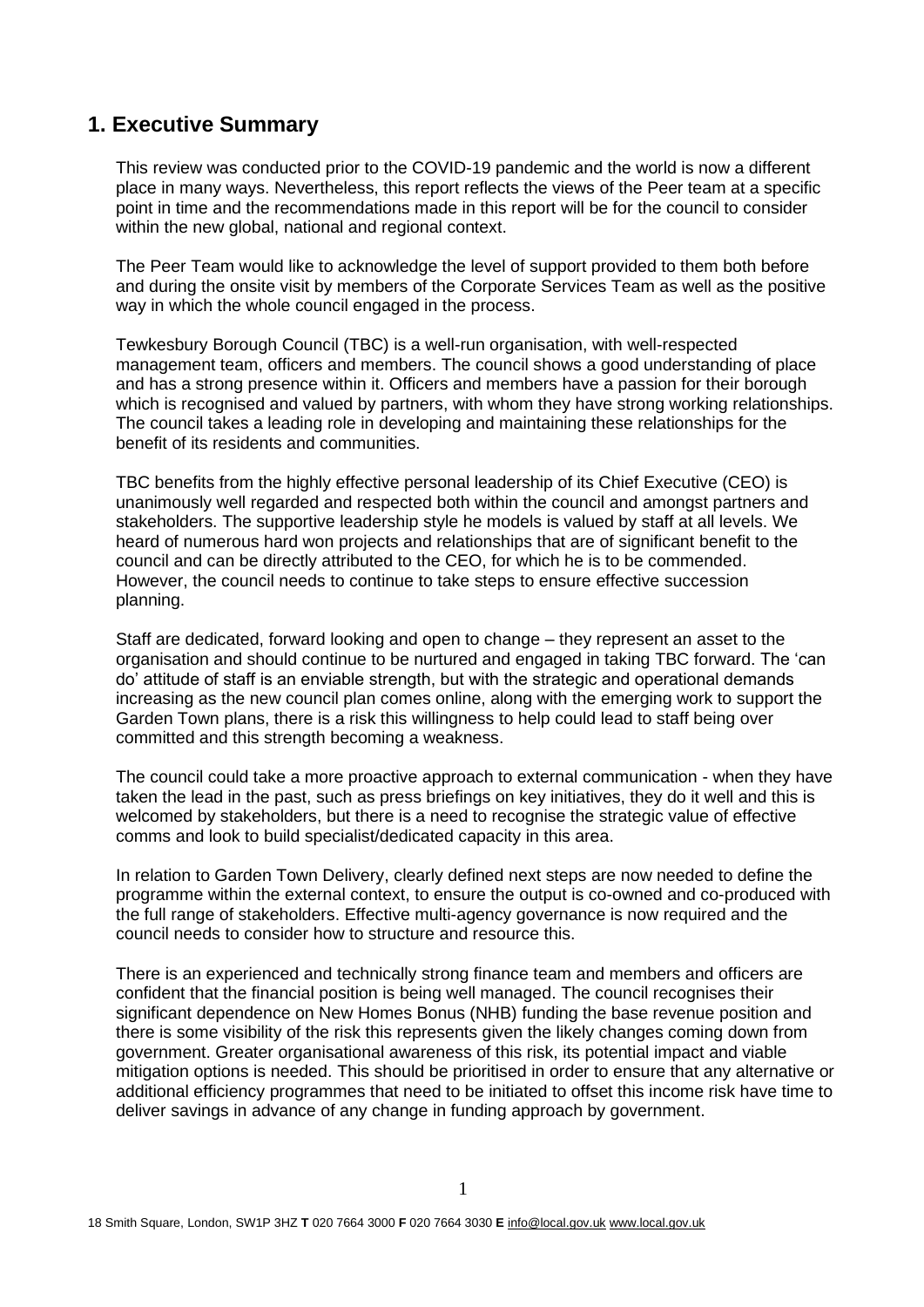## 1. Executive Summary

This review was conducted prior to the COVID-19 pandemic and the world is now a different place in many ways. Nevertheless, this report reflects the views of the Peer team at a specific point in time and the recommendations made in this report will be for the council to consider within the new global, national and regional context.

The Peer Team would like to acknowledge the level of support provided to them both before and during the onsite visit by members of the Corporate Services Team as well as the positive way in which the whole council engaged in the process.

Tewkesbury Borough Council (TBC) is a well-run organisation, with well-respected management team, officers and members. The council shows a good understanding of place and has a strong presence within it. Officers and members have a passion for their borough which is recognised and valued by partners, with whom they have strong working relationships. The council takes a leading role in developing and maintaining these relationships for the benefit of its residents and communities.

TBC benefits from the highly effective personal leadership of its Chief Executive (CEO) is unanimously well regarded and respected both within the council and amongst partners and stakeholders. The supportive leadership style he models is valued by staff at all levels. We heard of numerous hard won projects and relationships that are of significant benefit to the council and can be directly attributed to the CEO, for which he is to be commended. However, the council needs to continue to take steps to ensure effective succession planning.

Staff are dedicated, forward looking and open to change – they represent an asset to the organisation and should continue to be nurtured and engaged in taking TBC forward. The 'can do' attitude of staff is an enviable strength, but with the strategic and operational demands increasing as the new council plan comes online, along with the emerging work to support the Garden Town plans, there is a risk this willingness to help could lead to staff being over committed and this strength becoming a weakness.

The council could take a more proactive approach to external communication - when they have taken the lead in the past, such as press briefings on key initiatives, they do it well and this is welcomed by stakeholders, but there is a need to recognise the strategic value of effective comms and look to build specialist/dedicated capacity in this area.

In relation to Garden Town Delivery, clearly defined next steps are now needed to define the programme within the external context, to ensure the output is co-owned and co-produced with the full range of stakeholders. Effective multi-agency governance is now required and the council needs to consider how to structure and resource this.

There is an experienced and technically strong finance team and members and officers are confident that the financial position is being well managed. The council recognises their significant dependence on New Homes Bonus (NHB) funding the base revenue position and there is some visibility of the risk this represents given the likely changes coming down from government. Greater organisational awareness of this risk, its potential impact and viable mitigation options is needed. This should be prioritised in order to ensure that any alternative or additional efficiency programmes that need to be initiated to offset this income risk have time to deliver savings in advance of any change in funding approach by government.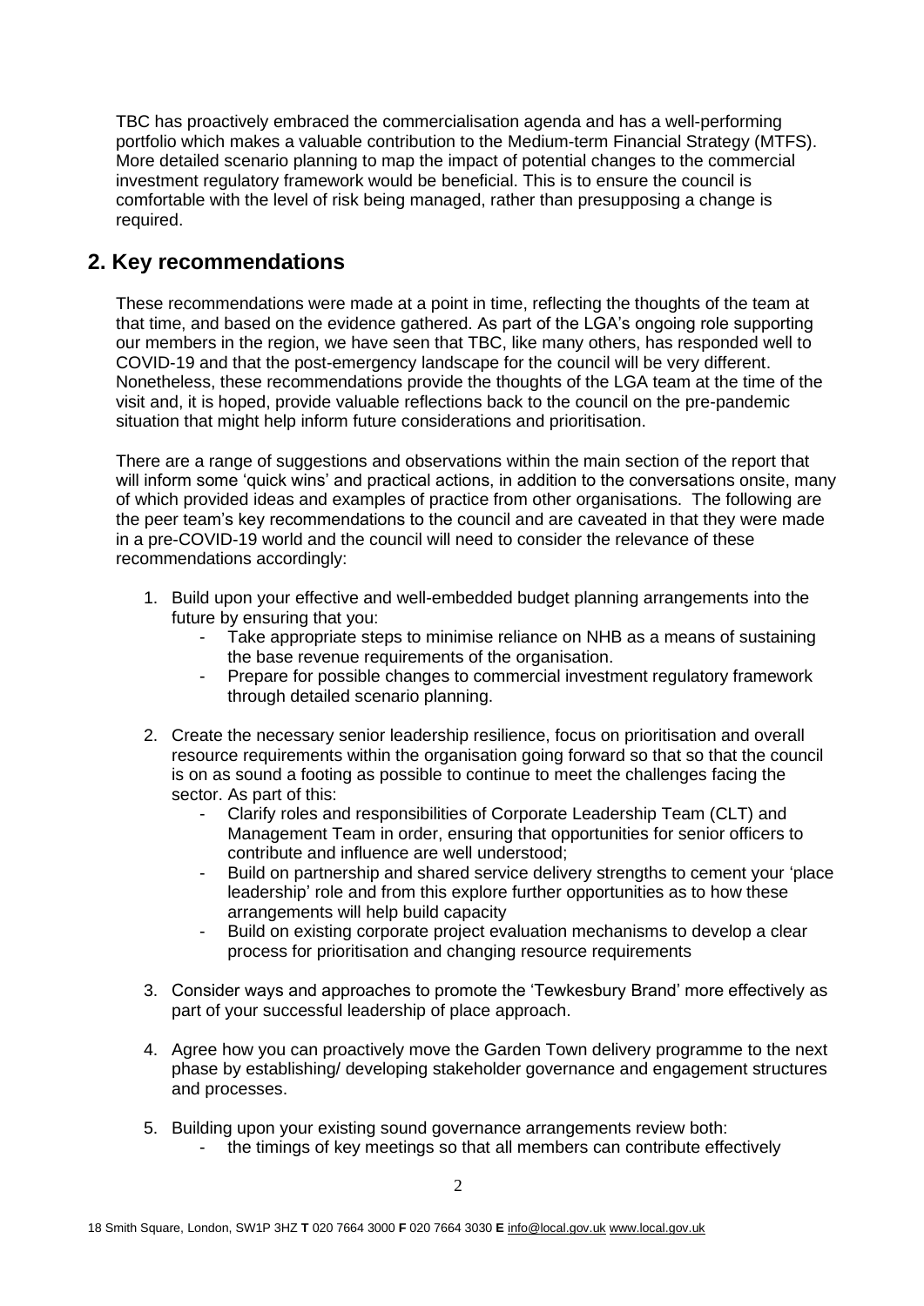TBC has proactively embraced the commercialisation agenda and has a well-performing portfolio which makes a valuable contribution to the Medium-term Financial Strategy (MTFS). More detailed scenario planning to map the impact of potential changes to the commercial investment regulatory framework would be beneficial. This is to ensure the council is comfortable with the level of risk being managed, rather than presupposing a change is required.

## 2. Key recommendations

These recommendations were made at a point in time, reflecting the thoughts of the team at that time, and based on the evidence gathered. As part of the LGA's ongoing role supporting our members in the region, we have seen that TBC, like many others, has responded well to COVID-19 and that the post-emergency landscape for the council will be very different. Nonetheless, these recommendations provide the thoughts of the LGA team at the time of the visit and, it is hoped, provide valuable reflections back to the council on the pre-pandemic situation that might help inform future considerations and prioritisation.

There are a range of suggestions and observations within the main section of the report that will inform some 'quick wins' and practical actions, in addition to the conversations onsite, many of which provided ideas and examples of practice from other organisations. The following are the peer team's key recommendations to the council and are caveated in that they were made in a pre-COVID-19 world and the council will need to consider the relevance of these recommendations accordingly:

1. Build upon your effective and well-embedded budget planning arrangements into the future by ensuring that you:
   - Take appropriate steps to minimise reliance on NHB as a means of sustaining the base revenue requirements of the organisation.
   - Prepare for possible changes to commercial investment regulatory framework through detailed scenario planning.

2. Create the necessary senior leadership resilience, focus on prioritisation and overall resource requirements within the organisation going forward so that so that the council is on as sound a footing as possible to continue to meet the challenges facing the sector. As part of this:
   - Clarify roles and responsibilities of Corporate Leadership Team (CLT) and Management Team in order, ensuring that opportunities for senior officers to contribute and influence are well understood;
   - Build on partnership and shared service delivery strengths to cement your 'place leadership' role and from this explore further opportunities as to how these arrangements will help build capacity
   - Build on existing corporate project evaluation mechanisms to develop a clear process for prioritisation and changing resource requirements

3. Consider ways and approaches to promote the 'Tewkesbury Brand' more effectively as part of your successful leadership of place approach.

4. Agree how you can proactively move the Garden Town delivery programme to the next phase by establishing/ developing stakeholder governance and engagement structures and processes.

5. Building upon your existing sound governance arrangements review both:
   - the timings of key meetings so that all members can contribute effectively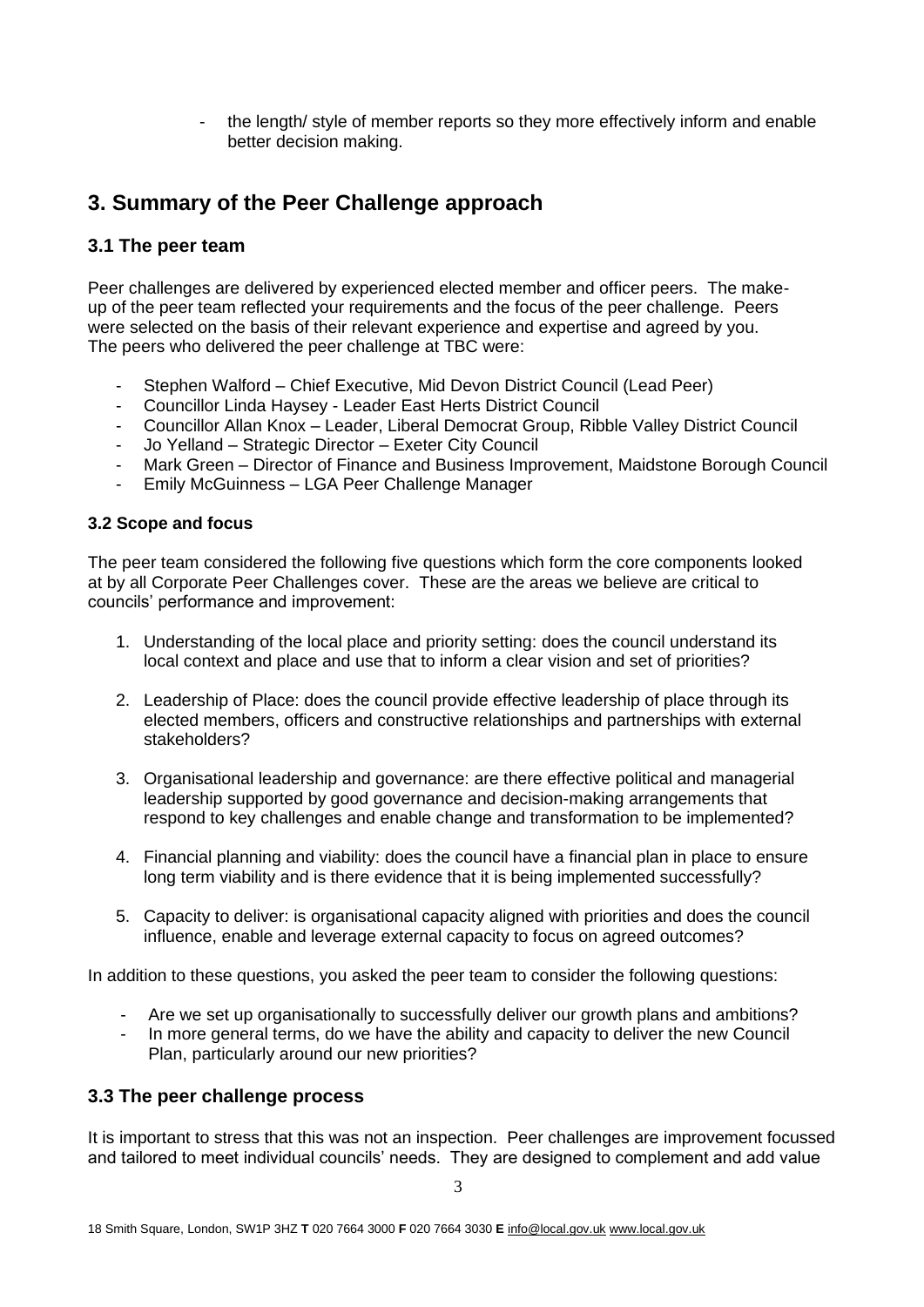- the length/ style of member reports so they more effectively inform and enable better decision making.

## 3. Summary of the Peer Challenge approach

### 3.1 The peer team

Peer challenges are delivered by experienced elected member and officer peers. The make-up of the peer team reflected your requirements and the focus of the peer challenge. Peers were selected on the basis of their relevant experience and expertise and agreed by you. The peers who delivered the peer challenge at TBC were:

- Stephen Walford – Chief Executive, Mid Devon District Council (Lead Peer)
- Councillor Linda Haysey - Leader East Herts District Council
- Councillor Allan Knox – Leader, Liberal Democrat Group, Ribble Valley District Council
- Jo Yelland – Strategic Director – Exeter City Council
- Mark Green – Director of Finance and Business Improvement, Maidstone Borough Council
- Emily McGuinness – LGA Peer Challenge Manager

#### 3.2 Scope and focus

The peer team considered the following five questions which form the core components looked at by all Corporate Peer Challenges cover. These are the areas we believe are critical to councils' performance and improvement:

1. Understanding of the local place and priority setting: does the council understand its local context and place and use that to inform a clear vision and set of priorities?

2. Leadership of Place: does the council provide effective leadership of place through its elected members, officers and constructive relationships and partnerships with external stakeholders?

3. Organisational leadership and governance: are there effective political and managerial leadership supported by good governance and decision-making arrangements that respond to key challenges and enable change and transformation to be implemented?

4. Financial planning and viability: does the council have a financial plan in place to ensure long term viability and is there evidence that it is being implemented successfully?

5. Capacity to deliver: is organisational capacity aligned with priorities and does the council influence, enable and leverage external capacity to focus on agreed outcomes?

In addition to these questions, you asked the peer team to consider the following questions:

- Are we set up organisationally to successfully deliver our growth plans and ambitions?
- In more general terms, do we have the ability and capacity to deliver the new Council Plan, particularly around our new priorities?

### 3.3 The peer challenge process

It is important to stress that this was not an inspection. Peer challenges are improvement focussed and tailored to meet individual councils' needs. They are designed to complement and add value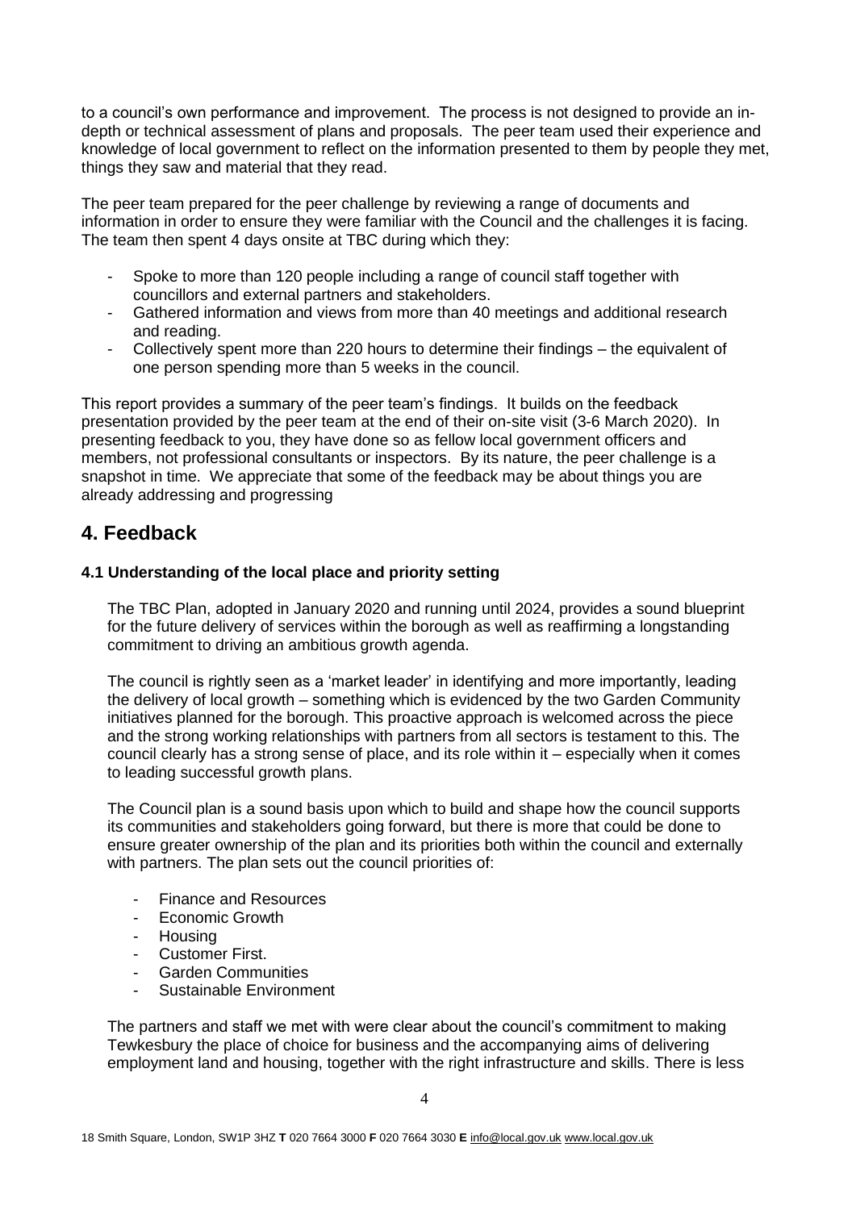to a council's own performance and improvement. The process is not designed to provide an in-depth or technical assessment of plans and proposals. The peer team used their experience and knowledge of local government to reflect on the information presented to them by people they met, things they saw and material that they read.

The peer team prepared for the peer challenge by reviewing a range of documents and information in order to ensure they were familiar with the Council and the challenges it is facing. The team then spent 4 days onsite at TBC during which they:

- Spoke to more than 120 people including a range of council staff together with councillors and external partners and stakeholders.
- Gathered information and views from more than 40 meetings and additional research and reading.
- Collectively spent more than 220 hours to determine their findings – the equivalent of one person spending more than 5 weeks in the council.

This report provides a summary of the peer team's findings. It builds on the feedback presentation provided by the peer team at the end of their on-site visit (3-6 March 2020). In presenting feedback to you, they have done so as fellow local government officers and members, not professional consultants or inspectors. By its nature, the peer challenge is a snapshot in time. We appreciate that some of the feedback may be about things you are already addressing and progressing

## 4. Feedback

### 4.1 Understanding of the local place and priority setting

The TBC Plan, adopted in January 2020 and running until 2024, provides a sound blueprint for the future delivery of services within the borough as well as reaffirming a longstanding commitment to driving an ambitious growth agenda.

The council is rightly seen as a 'market leader' in identifying and more importantly, leading the delivery of local growth – something which is evidenced by the two Garden Community initiatives planned for the borough. This proactive approach is welcomed across the piece and the strong working relationships with partners from all sectors is testament to this. The council clearly has a strong sense of place, and its role within it – especially when it comes to leading successful growth plans.

The Council plan is a sound basis upon which to build and shape how the council supports its communities and stakeholders going forward, but there is more that could be done to ensure greater ownership of the plan and its priorities both within the council and externally with partners. The plan sets out the council priorities of:

- Finance and Resources
- Economic Growth
- Housing
- Customer First.
- Garden Communities
- Sustainable Environment

The partners and staff we met with were clear about the council's commitment to making Tewkesbury the place of choice for business and the accompanying aims of delivering employment land and housing, together with the right infrastructure and skills. There is less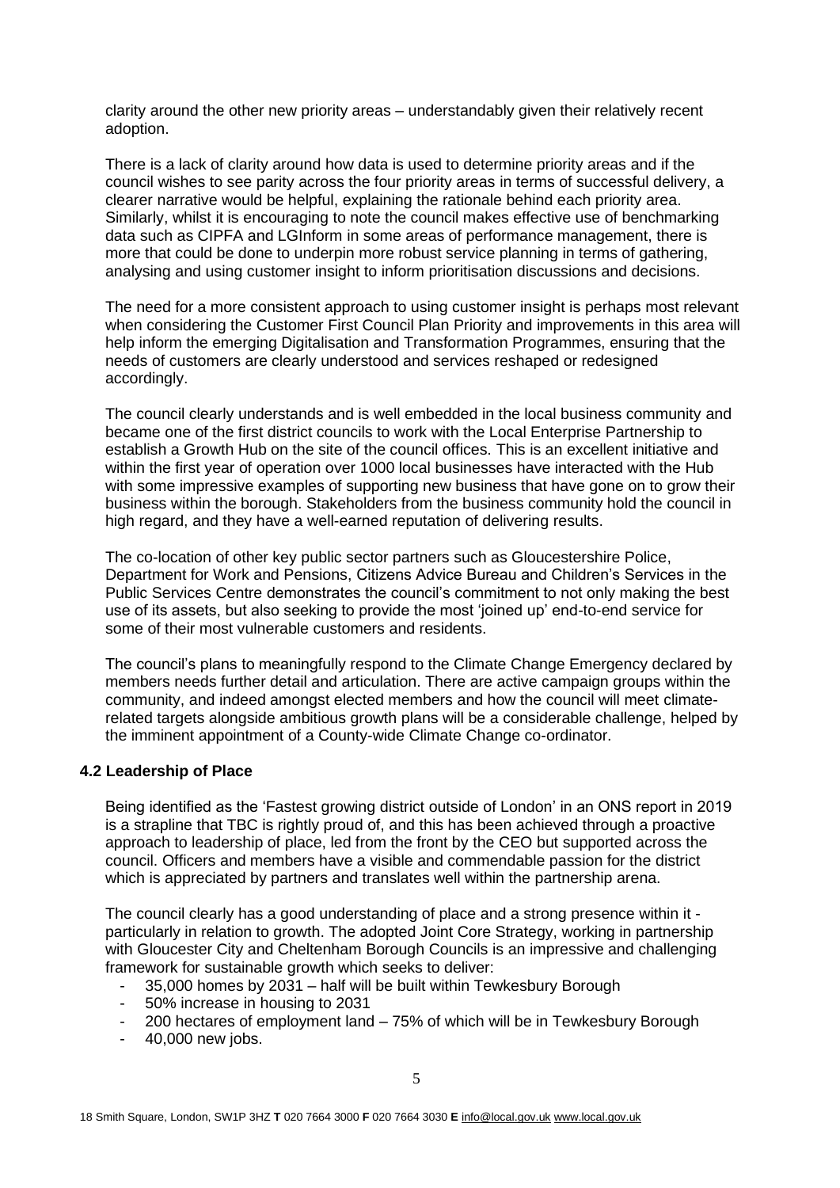clarity around the other new priority areas – understandably given their relatively recent adoption.

There is a lack of clarity around how data is used to determine priority areas and if the council wishes to see parity across the four priority areas in terms of successful delivery, a clearer narrative would be helpful, explaining the rationale behind each priority area. Similarly, whilst it is encouraging to note the council makes effective use of benchmarking data such as CIPFA and LGInform in some areas of performance management, there is more that could be done to underpin more robust service planning in terms of gathering, analysing and using customer insight to inform prioritisation discussions and decisions.

The need for a more consistent approach to using customer insight is perhaps most relevant when considering the Customer First Council Plan Priority and improvements in this area will help inform the emerging Digitalisation and Transformation Programmes, ensuring that the needs of customers are clearly understood and services reshaped or redesigned accordingly.

The council clearly understands and is well embedded in the local business community and became one of the first district councils to work with the Local Enterprise Partnership to establish a Growth Hub on the site of the council offices. This is an excellent initiative and within the first year of operation over 1000 local businesses have interacted with the Hub with some impressive examples of supporting new business that have gone on to grow their business within the borough. Stakeholders from the business community hold the council in high regard, and they have a well-earned reputation of delivering results.

The co-location of other key public sector partners such as Gloucestershire Police, Department for Work and Pensions, Citizens Advice Bureau and Children's Services in the Public Services Centre demonstrates the council's commitment to not only making the best use of its assets, but also seeking to provide the most 'joined up' end-to-end service for some of their most vulnerable customers and residents.

The council's plans to meaningfully respond to the Climate Change Emergency declared by members needs further detail and articulation. There are active campaign groups within the community, and indeed amongst elected members and how the council will meet climate-related targets alongside ambitious growth plans will be a considerable challenge, helped by the imminent appointment of a County-wide Climate Change co-ordinator.

### 4.2 Leadership of Place

Being identified as the 'Fastest growing district outside of London' in an ONS report in 2019 is a strapline that TBC is rightly proud of, and this has been achieved through a proactive approach to leadership of place, led from the front by the CEO but supported across the council. Officers and members have a visible and commendable passion for the district which is appreciated by partners and translates well within the partnership arena.

The council clearly has a good understanding of place and a strong presence within it - particularly in relation to growth. The adopted Joint Core Strategy, working in partnership with Gloucester City and Cheltenham Borough Councils is an impressive and challenging framework for sustainable growth which seeks to deliver:

- 35,000 homes by 2031 – half will be built within Tewkesbury Borough
- 50% increase in housing to 2031
- 200 hectares of employment land – 75% of which will be in Tewkesbury Borough
- 40,000 new jobs.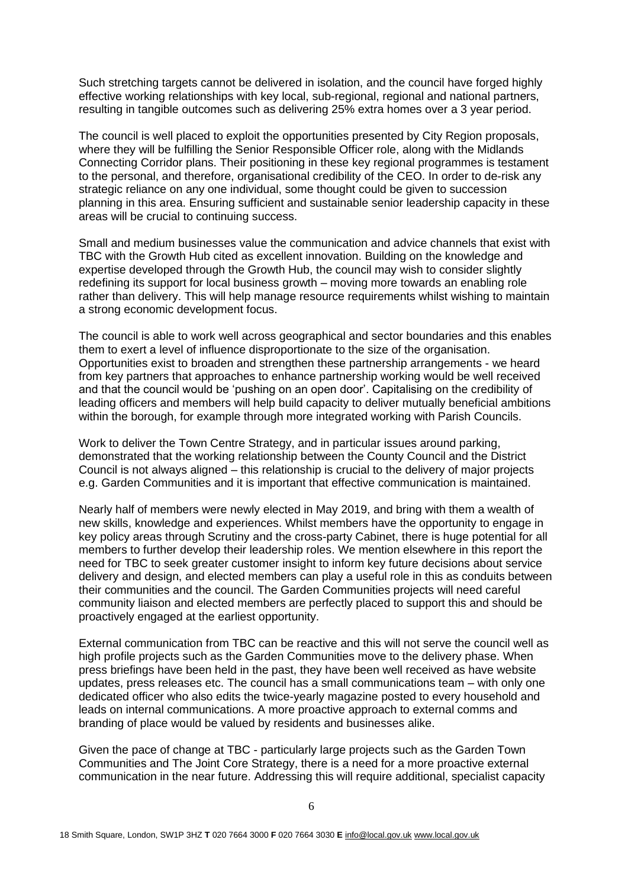Such stretching targets cannot be delivered in isolation, and the council have forged highly effective working relationships with key local, sub-regional, regional and national partners, resulting in tangible outcomes such as delivering 25% extra homes over a 3 year period.

The council is well placed to exploit the opportunities presented by City Region proposals, where they will be fulfilling the Senior Responsible Officer role, along with the Midlands Connecting Corridor plans. Their positioning in these key regional programmes is testament to the personal, and therefore, organisational credibility of the CEO. In order to de-risk any strategic reliance on any one individual, some thought could be given to succession planning in this area. Ensuring sufficient and sustainable senior leadership capacity in these areas will be crucial to continuing success.

Small and medium businesses value the communication and advice channels that exist with TBC with the Growth Hub cited as excellent innovation. Building on the knowledge and expertise developed through the Growth Hub, the council may wish to consider slightly redefining its support for local business growth – moving more towards an enabling role rather than delivery. This will help manage resource requirements whilst wishing to maintain a strong economic development focus.

The council is able to work well across geographical and sector boundaries and this enables them to exert a level of influence disproportionate to the size of the organisation. Opportunities exist to broaden and strengthen these partnership arrangements - we heard from key partners that approaches to enhance partnership working would be well received and that the council would be 'pushing on an open door'. Capitalising on the credibility of leading officers and members will help build capacity to deliver mutually beneficial ambitions within the borough, for example through more integrated working with Parish Councils.

Work to deliver the Town Centre Strategy, and in particular issues around parking, demonstrated that the working relationship between the County Council and the District Council is not always aligned – this relationship is crucial to the delivery of major projects e.g. Garden Communities and it is important that effective communication is maintained.

Nearly half of members were newly elected in May 2019, and bring with them a wealth of new skills, knowledge and experiences. Whilst members have the opportunity to engage in key policy areas through Scrutiny and the cross-party Cabinet, there is huge potential for all members to further develop their leadership roles. We mention elsewhere in this report the need for TBC to seek greater customer insight to inform key future decisions about service delivery and design, and elected members can play a useful role in this as conduits between their communities and the council. The Garden Communities projects will need careful community liaison and elected members are perfectly placed to support this and should be proactively engaged at the earliest opportunity.

External communication from TBC can be reactive and this will not serve the council well as high profile projects such as the Garden Communities move to the delivery phase. When press briefings have been held in the past, they have been well received as have website updates, press releases etc. The council has a small communications team – with only one dedicated officer who also edits the twice-yearly magazine posted to every household and leads on internal communications. A more proactive approach to external comms and branding of place would be valued by residents and businesses alike.

Given the pace of change at TBC - particularly large projects such as the Garden Town Communities and The Joint Core Strategy, there is a need for a more proactive external communication in the near future. Addressing this will require additional, specialist capacity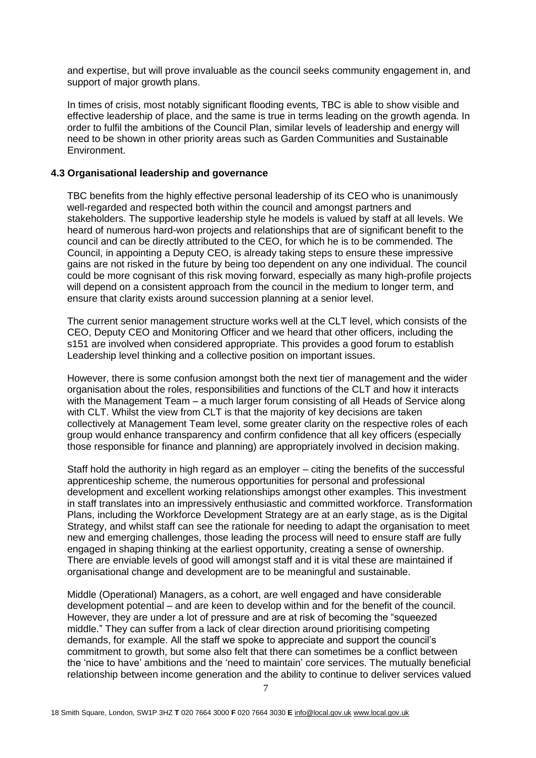and expertise, but will prove invaluable as the council seeks community engagement in, and support of major growth plans.

In times of crisis, most notably significant flooding events, TBC is able to show visible and effective leadership of place, and the same is true in terms leading on the growth agenda. In order to fulfil the ambitions of the Council Plan, similar levels of leadership and energy will need to be shown in other priority areas such as Garden Communities and Sustainable Environment.

### 4.3 Organisational leadership and governance

TBC benefits from the highly effective personal leadership of its CEO who is unanimously well-regarded and respected both within the council and amongst partners and stakeholders. The supportive leadership style he models is valued by staff at all levels. We heard of numerous hard-won projects and relationships that are of significant benefit to the council and can be directly attributed to the CEO, for which he is to be commended. The Council, in appointing a Deputy CEO, is already taking steps to ensure these impressive gains are not risked in the future by being too dependent on any one individual. The council could be more cognisant of this risk moving forward, especially as many high-profile projects will depend on a consistent approach from the council in the medium to longer term, and ensure that clarity exists around succession planning at a senior level.

The current senior management structure works well at the CLT level, which consists of the CEO, Deputy CEO and Monitoring Officer and we heard that other officers, including the s151 are involved when considered appropriate. This provides a good forum to establish Leadership level thinking and a collective position on important issues.

However, there is some confusion amongst both the next tier of management and the wider organisation about the roles, responsibilities and functions of the CLT and how it interacts with the Management Team – a much larger forum consisting of all Heads of Service along with CLT. Whilst the view from CLT is that the majority of key decisions are taken collectively at Management Team level, some greater clarity on the respective roles of each group would enhance transparency and confirm confidence that all key officers (especially those responsible for finance and planning) are appropriately involved in decision making.

Staff hold the authority in high regard as an employer – citing the benefits of the successful apprenticeship scheme, the numerous opportunities for personal and professional development and excellent working relationships amongst other examples. This investment in staff translates into an impressively enthusiastic and committed workforce. Transformation Plans, including the Workforce Development Strategy are at an early stage, as is the Digital Strategy, and whilst staff can see the rationale for needing to adapt the organisation to meet new and emerging challenges, those leading the process will need to ensure staff are fully engaged in shaping thinking at the earliest opportunity, creating a sense of ownership. There are enviable levels of good will amongst staff and it is vital these are maintained if organisational change and development are to be meaningful and sustainable.

Middle (Operational) Managers, as a cohort, are well engaged and have considerable development potential – and are keen to develop within and for the benefit of the council. However, they are under a lot of pressure and are at risk of becoming the "squeezed middle." They can suffer from a lack of clear direction around prioritising competing demands, for example. All the staff we spoke to appreciate and support the council's commitment to growth, but some also felt that there can sometimes be a conflict between the 'nice to have' ambitions and the 'need to maintain' core services. The mutually beneficial relationship between income generation and the ability to continue to deliver services valued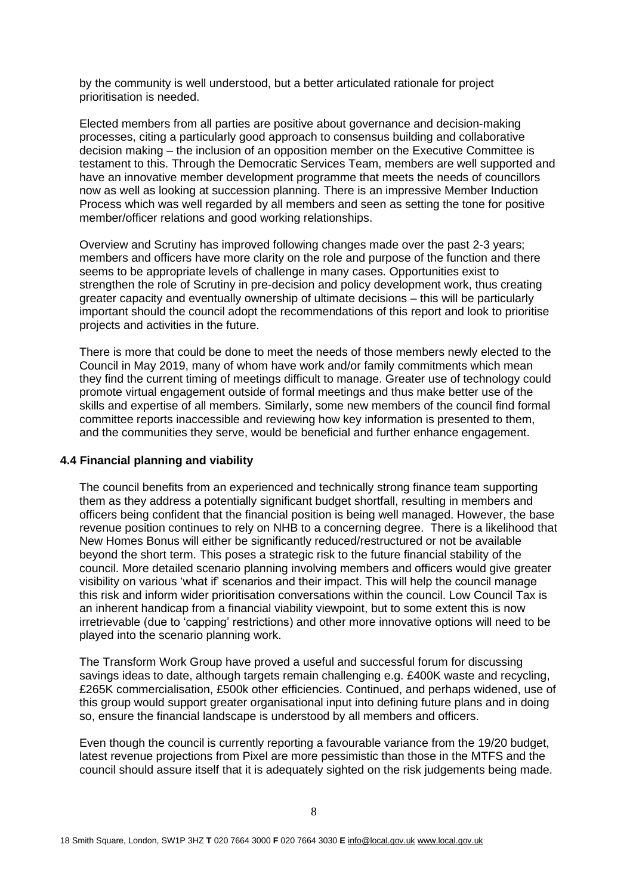by the community is well understood, but a better articulated rationale for project prioritisation is needed.

Elected members from all parties are positive about governance and decision-making processes, citing a particularly good approach to consensus building and collaborative decision making – the inclusion of an opposition member on the Executive Committee is testament to this. Through the Democratic Services Team, members are well supported and have an innovative member development programme that meets the needs of councillors now as well as looking at succession planning. There is an impressive Member Induction Process which was well regarded by all members and seen as setting the tone for positive member/officer relations and good working relationships.

Overview and Scrutiny has improved following changes made over the past 2-3 years; members and officers have more clarity on the role and purpose of the function and there seems to be appropriate levels of challenge in many cases. Opportunities exist to strengthen the role of Scrutiny in pre-decision and policy development work, thus creating greater capacity and eventually ownership of ultimate decisions – this will be particularly important should the council adopt the recommendations of this report and look to prioritise projects and activities in the future.

There is more that could be done to meet the needs of those members newly elected to the Council in May 2019, many of whom have work and/or family commitments which mean they find the current timing of meetings difficult to manage. Greater use of technology could promote virtual engagement outside of formal meetings and thus make better use of the skills and expertise of all members. Similarly, some new members of the council find formal committee reports inaccessible and reviewing how key information is presented to them, and the communities they serve, would be beneficial and further enhance engagement.

### 4.4 Financial planning and viability

The council benefits from an experienced and technically strong finance team supporting them as they address a potentially significant budget shortfall, resulting in members and officers being confident that the financial position is being well managed. However, the base revenue position continues to rely on NHB to a concerning degree. There is a likelihood that New Homes Bonus will either be significantly reduced/restructured or not be available beyond the short term. This poses a strategic risk to the future financial stability of the council. More detailed scenario planning involving members and officers would give greater visibility on various 'what if' scenarios and their impact. This will help the council manage this risk and inform wider prioritisation conversations within the council. Low Council Tax is an inherent handicap from a financial viability viewpoint, but to some extent this is now irretrievable (due to 'capping' restrictions) and other more innovative options will need to be played into the scenario planning work.

The Transform Work Group have proved a useful and successful forum for discussing savings ideas to date, although targets remain challenging e.g. £400K waste and recycling, £265K commercialisation, £500k other efficiencies. Continued, and perhaps widened, use of this group would support greater organisational input into defining future plans and in doing so, ensure the financial landscape is understood by all members and officers.

Even though the council is currently reporting a favourable variance from the 19/20 budget, latest revenue projections from Pixel are more pessimistic than those in the MTFS and the council should assure itself that it is adequately sighted on the risk judgements being made.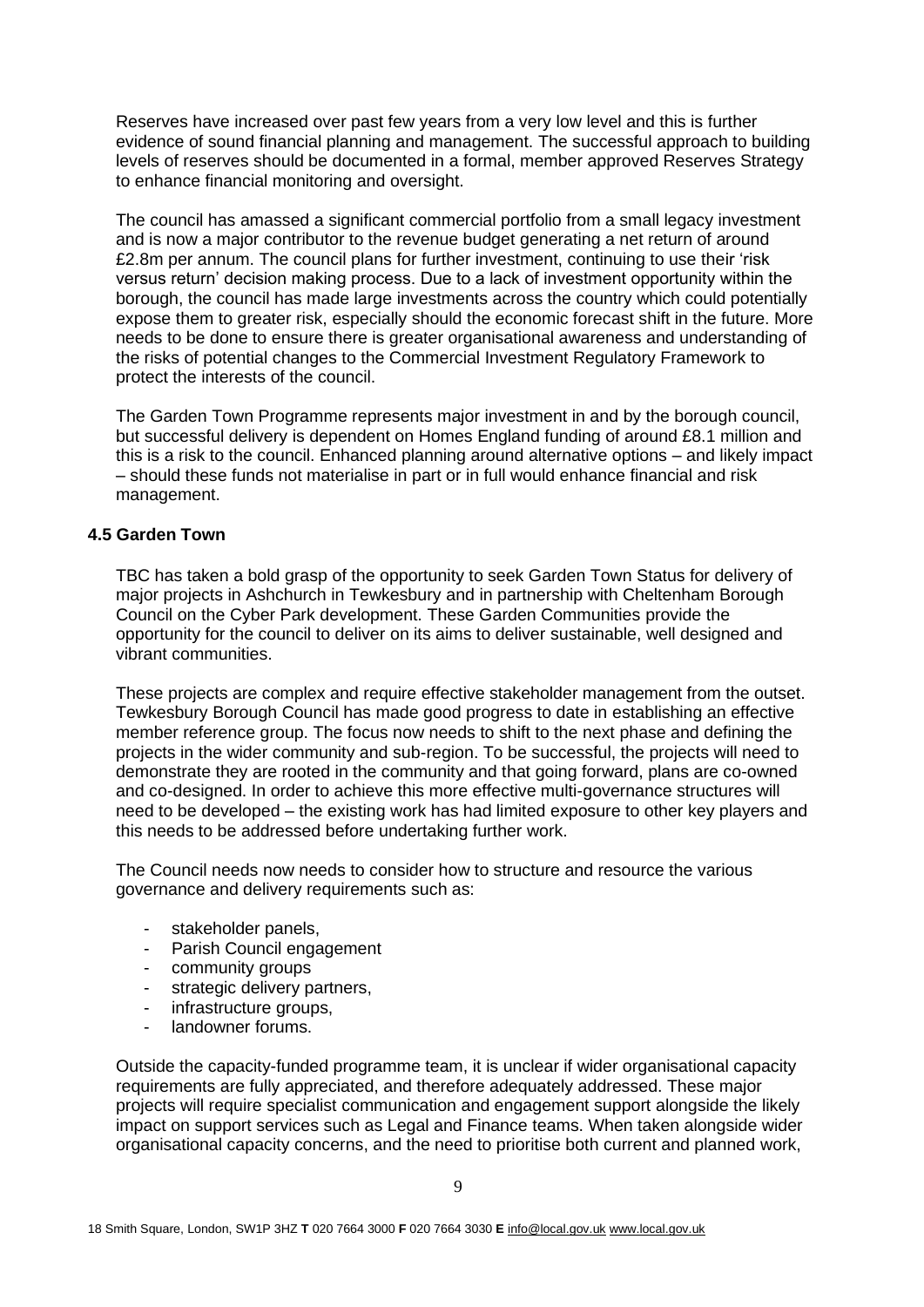Reserves have increased over past few years from a very low level and this is further evidence of sound financial planning and management. The successful approach to building levels of reserves should be documented in a formal, member approved Reserves Strategy to enhance financial monitoring and oversight.

The council has amassed a significant commercial portfolio from a small legacy investment and is now a major contributor to the revenue budget generating a net return of around £2.8m per annum. The council plans for further investment, continuing to use their 'risk versus return' decision making process. Due to a lack of investment opportunity within the borough, the council has made large investments across the country which could potentially expose them to greater risk, especially should the economic forecast shift in the future. More needs to be done to ensure there is greater organisational awareness and understanding of the risks of potential changes to the Commercial Investment Regulatory Framework to protect the interests of the council.

The Garden Town Programme represents major investment in and by the borough council, but successful delivery is dependent on Homes England funding of around £8.1 million and this is a risk to the council. Enhanced planning around alternative options – and likely impact – should these funds not materialise in part or in full would enhance financial and risk management.

### 4.5 Garden Town

TBC has taken a bold grasp of the opportunity to seek Garden Town Status for delivery of major projects in Ashchurch in Tewkesbury and in partnership with Cheltenham Borough Council on the Cyber Park development. These Garden Communities provide the opportunity for the council to deliver on its aims to deliver sustainable, well designed and vibrant communities.

These projects are complex and require effective stakeholder management from the outset. Tewkesbury Borough Council has made good progress to date in establishing an effective member reference group. The focus now needs to shift to the next phase and defining the projects in the wider community and sub-region. To be successful, the projects will need to demonstrate they are rooted in the community and that going forward, plans are co-owned and co-designed. In order to achieve this more effective multi-governance structures will need to be developed – the existing work has had limited exposure to other key players and this needs to be addressed before undertaking further work.

The Council needs now needs to consider how to structure and resource the various governance and delivery requirements such as:

- stakeholder panels,
- Parish Council engagement
- community groups
- strategic delivery partners,
- infrastructure groups,
- landowner forums.

Outside the capacity-funded programme team, it is unclear if wider organisational capacity requirements are fully appreciated, and therefore adequately addressed. These major projects will require specialist communication and engagement support alongside the likely impact on support services such as Legal and Finance teams. When taken alongside wider organisational capacity concerns, and the need to prioritise both current and planned work,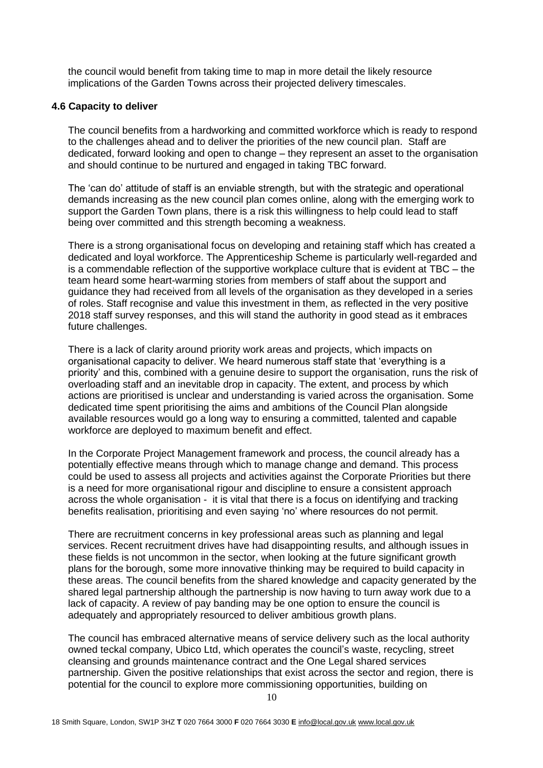the council would benefit from taking time to map in more detail the likely resource implications of the Garden Towns across their projected delivery timescales.

**4.6 Capacity to deliver**

The council benefits from a hardworking and committed workforce which is ready to respond to the challenges ahead and to deliver the priorities of the new council plan. Staff are dedicated, forward looking and open to change – they represent an asset to the organisation and should continue to be nurtured and engaged in taking TBC forward.

The 'can do' attitude of staff is an enviable strength, but with the strategic and operational demands increasing as the new council plan comes online, along with the emerging work to support the Garden Town plans, there is a risk this willingness to help could lead to staff being over committed and this strength becoming a weakness.

There is a strong organisational focus on developing and retaining staff which has created a dedicated and loyal workforce. The Apprenticeship Scheme is particularly well-regarded and is a commendable reflection of the supportive workplace culture that is evident at TBC – the team heard some heart-warming stories from members of staff about the support and guidance they had received from all levels of the organisation as they developed in a series of roles. Staff recognise and value this investment in them, as reflected in the very positive 2018 staff survey responses, and this will stand the authority in good stead as it embraces future challenges.

There is a lack of clarity around priority work areas and projects, which impacts on organisational capacity to deliver. We heard numerous staff state that 'everything is a priority' and this, combined with a genuine desire to support the organisation, runs the risk of overloading staff and an inevitable drop in capacity. The extent, and process by which actions are prioritised is unclear and understanding is varied across the organisation. Some dedicated time spent prioritising the aims and ambitions of the Council Plan alongside available resources would go a long way to ensuring a committed, talented and capable workforce are deployed to maximum benefit and effect.

In the Corporate Project Management framework and process, the council already has a potentially effective means through which to manage change and demand. This process could be used to assess all projects and activities against the Corporate Priorities but there is a need for more organisational rigour and discipline to ensure a consistent approach across the whole organisation - it is vital that there is a focus on identifying and tracking benefits realisation, prioritising and even saying 'no' where resources do not permit.

There are recruitment concerns in key professional areas such as planning and legal services. Recent recruitment drives have had disappointing results, and although issues in these fields is not uncommon in the sector, when looking at the future significant growth plans for the borough, some more innovative thinking may be required to build capacity in these areas. The council benefits from the shared knowledge and capacity generated by the shared legal partnership although the partnership is now having to turn away work due to a lack of capacity. A review of pay banding may be one option to ensure the council is adequately and appropriately resourced to deliver ambitious growth plans.

The council has embraced alternative means of service delivery such as the local authority owned teckal company, Ubico Ltd, which operates the council's waste, recycling, street cleansing and grounds maintenance contract and the One Legal shared services partnership. Given the positive relationships that exist across the sector and region, there is potential for the council to explore more commissioning opportunities, building on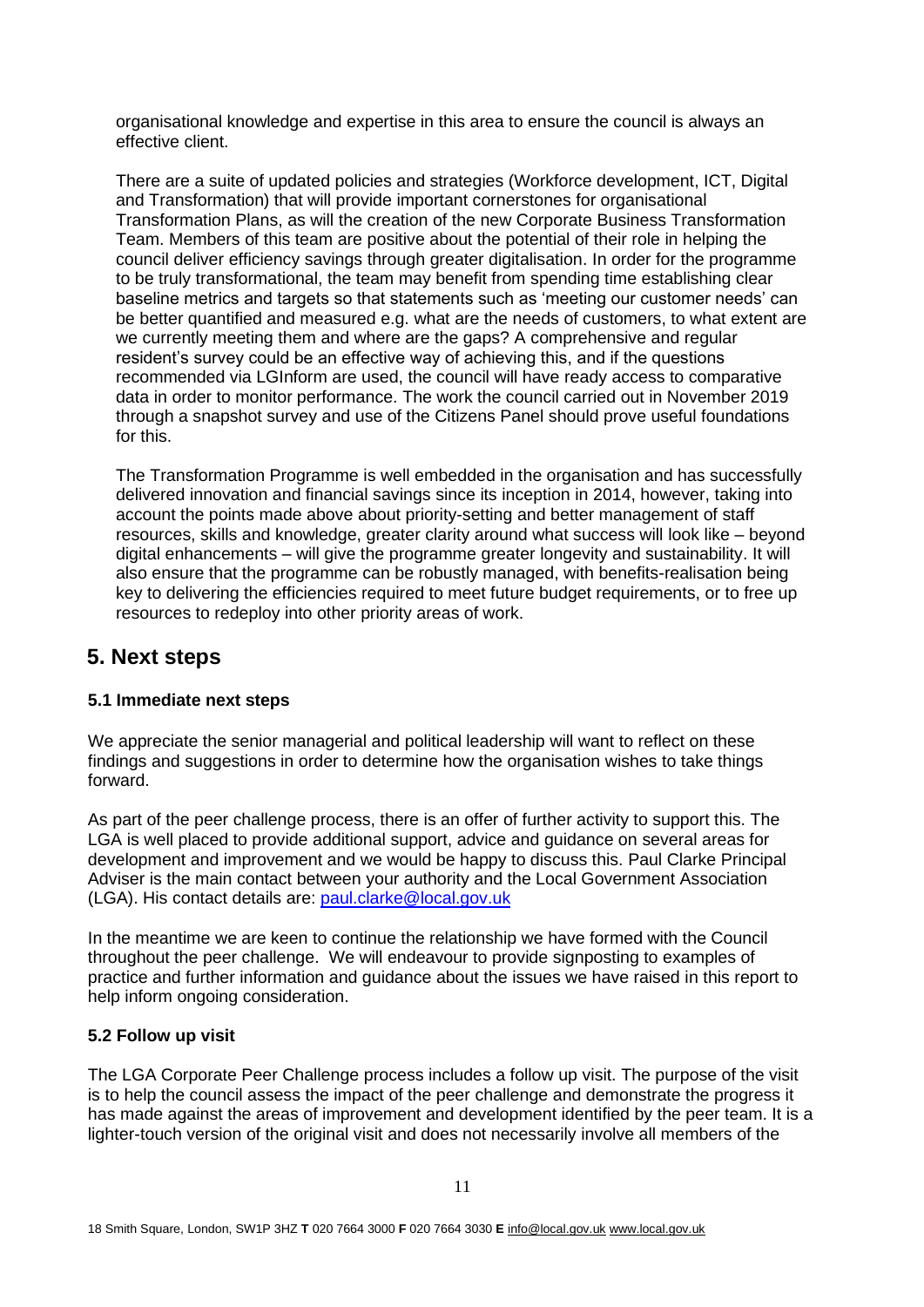organisational knowledge and expertise in this area to ensure the council is always an effective client.

There are a suite of updated policies and strategies (Workforce development, ICT, Digital and Transformation) that will provide important cornerstones for organisational Transformation Plans, as will the creation of the new Corporate Business Transformation Team. Members of this team are positive about the potential of their role in helping the council deliver efficiency savings through greater digitalisation. In order for the programme to be truly transformational, the team may benefit from spending time establishing clear baseline metrics and targets so that statements such as 'meeting our customer needs' can be better quantified and measured e.g. what are the needs of customers, to what extent are we currently meeting them and where are the gaps? A comprehensive and regular resident's survey could be an effective way of achieving this, and if the questions recommended via LGInform are used, the council will have ready access to comparative data in order to monitor performance. The work the council carried out in November 2019 through a snapshot survey and use of the Citizens Panel should prove useful foundations for this.

The Transformation Programme is well embedded in the organisation and has successfully delivered innovation and financial savings since its inception in 2014, however, taking into account the points made above about priority-setting and better management of staff resources, skills and knowledge, greater clarity around what success will look like – beyond digital enhancements – will give the programme greater longevity and sustainability. It will also ensure that the programme can be robustly managed, with benefits-realisation being key to delivering the efficiencies required to meet future budget requirements, or to free up resources to redeploy into other priority areas of work.

## 5. Next steps

### 5.1 Immediate next steps

We appreciate the senior managerial and political leadership will want to reflect on these findings and suggestions in order to determine how the organisation wishes to take things forward.

As part of the peer challenge process, there is an offer of further activity to support this. The LGA is well placed to provide additional support, advice and guidance on several areas for development and improvement and we would be happy to discuss this. Paul Clarke Principal Adviser is the main contact between your authority and the Local Government Association (LGA). His contact details are: paul.clarke@local.gov.uk

In the meantime we are keen to continue the relationship we have formed with the Council throughout the peer challenge. We will endeavour to provide signposting to examples of practice and further information and guidance about the issues we have raised in this report to help inform ongoing consideration.

### 5.2 Follow up visit

The LGA Corporate Peer Challenge process includes a follow up visit. The purpose of the visit is to help the council assess the impact of the peer challenge and demonstrate the progress it has made against the areas of improvement and development identified by the peer team. It is a lighter-touch version of the original visit and does not necessarily involve all members of the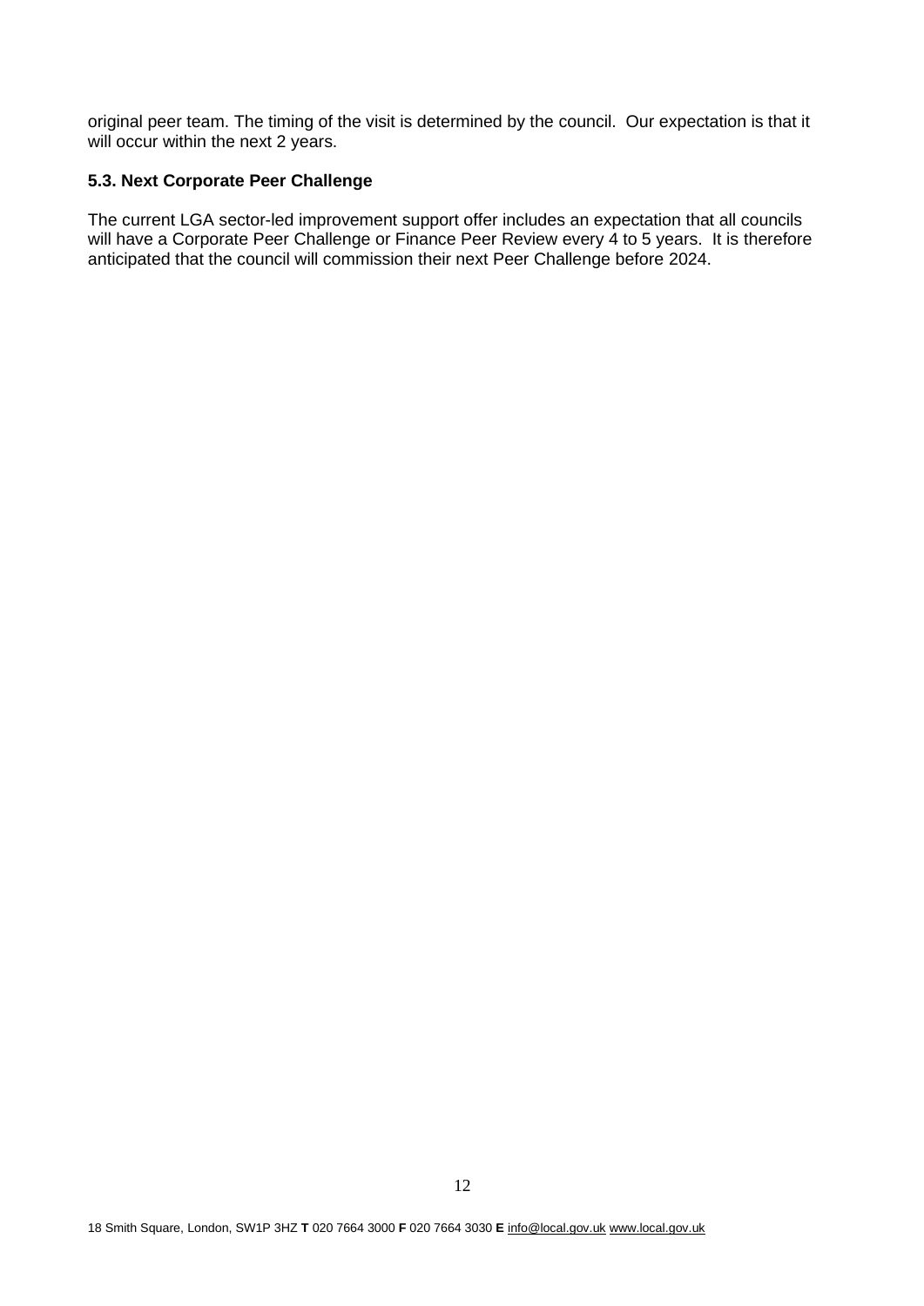original peer team. The timing of the visit is determined by the council. Our expectation is that it will occur within the next 2 years.

### 5.3. Next Corporate Peer Challenge

The current LGA sector-led improvement support offer includes an expectation that all councils will have a Corporate Peer Challenge or Finance Peer Review every 4 to 5 years. It is therefore anticipated that the council will commission their next Peer Challenge before 2024.